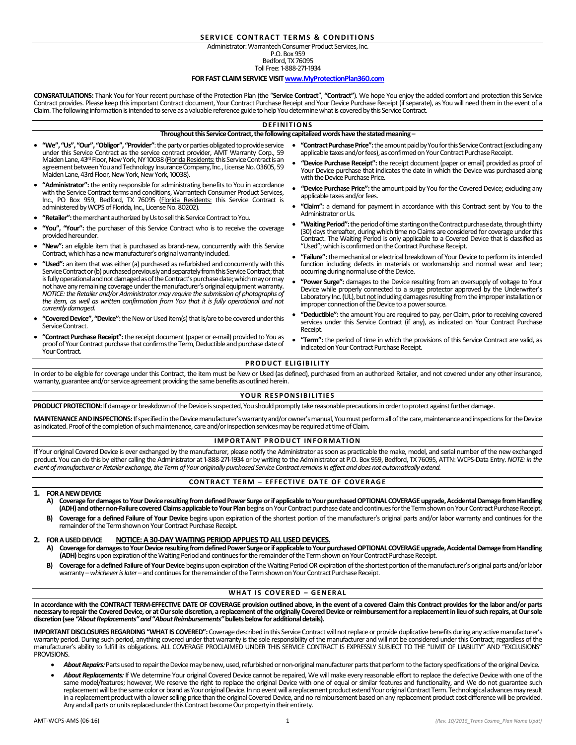## SERVICE CONTRACT TERMS & CONDITIONS

Administrator: Warrantech Consumer Product Services, Inc.
P.O. Box 959
Bedford, TX 76095
Toll Free: 1-888-271-1934

**FOR FAST CLAIM SERVICE VISIT www.MyProtectionPlan360.com**

**CONGRATULATIONS:** Thank You for Your recent purchase of the Protection Plan (the "**Service Contract**", "**Contract**"). We hope You enjoy the added comfort and protection this Service Contract provides. Please keep this important Contract document, Your Contract Purchase Receipt and Your Device Purchase Receipt (if separate), as You will need them in the event of a Claim. The following information is intended to serve as a valuable reference guide to help You determine what is covered by this Service Contract.

### DEFINITIONS

**Throughout this Service Contract, the following capitalized words have the stated meaning –**

- **"We", "Us", "Our", "Obligor", "Provider"**: the party or parties obligated to provide service under this Service Contract as the service contract provider, AMT Warranty Corp., 59 Maiden Lane, 43rd Floor, New York, NY 10038 (Florida Residents: this Service Contract is an agreement between You and Technology Insurance Company, Inc., License No. 03605, 59 Maiden Lane, 43rd Floor, New York, New York, 10038).
- **"Administrator":** the entity responsible for administrating benefits to You in accordance with the Service Contract terms and conditions, Warrantech Consumer Product Services, Inc., PO Box 959, Bedford, TX 76095 (Florida Residents: this Service Contract is administered by WCPS of Florida, Inc., License No. 80202).
- **"Retailer":** the merchant authorized by Us to sell this Service Contract to You.
- **"You", "Your":** the purchaser of this Service Contract who is to receive the coverage provided hereunder.
- **"New":** an eligible item that is purchased as brand-new, concurrently with this Service Contract, which has a new manufacturer's original warranty included.
- **"Used":** an item that was either (a) purchased as refurbished and concurrently with this Service Contract or (b) purchased previously and separately from this Service Contract; that is fully operational and not damaged as of the Contract's purchase date; which may or may not have any remaining coverage under the manufacturer's original equipment warranty. *NOTICE: the Retailer and/or Administrator may require the submission of photographs of the item, as well as written confirmation from You that it is fully operational and not currently damaged.*
- **"Covered Device", "Device":** the New or Used item(s) that is/are to be covered under this Service Contract.
- **"Contract Purchase Receipt":** the receipt document (paper or e-mail) provided to You as proof of Your Contract purchase that confirms the Term, Deductible and purchase date of Your Contract.
- **"Contract Purchase Price":** the amount paid by You for this Service Contract (excluding any applicable taxes and/or fees), as confirmed on Your Contract Purchase Receipt.
- **"Device Purchase Receipt":** the receipt document (paper or email) provided as proof of Your Device purchase that indicates the date in which the Device was purchased along with the Device Purchase Price.
- **"Device Purchase Price":** the amount paid by You for the Covered Device; excluding any applicable taxes and/or fees.
- **"Claim":** a demand for payment in accordance with this Contract sent by You to the Administrator or Us.
- **"Waiting Period":** the period of time starting on the Contract purchase date, through thirty (30) days thereafter, during which time no Claims are considered for coverage under this Contract. The Waiting Period is only applicable to a Covered Device that is classified as "Used"; which is confirmed on the Contract Purchase Receipt.
- **"Failure":** the mechanical or electrical breakdown of Your Device to perform its intended function including defects in materials or workmanship and normal wear and tear; occurring during normal use of the Device.
- **"Power Surge":** damages to the Device resulting from an oversupply of voltage to Your Device while properly connected to a surge protector approved by the Underwriter's Laboratory Inc. (UL), but not including damages resulting from the improper installation or improper connection of the Device to a power source.
- **"Deductible":** the amount You are required to pay, per Claim, prior to receiving covered services under this Service Contract (if any), as indicated on Your Contract Purchase Receipt.
- **"Term":** the period of time in which the provisions of this Service Contract are valid, as indicated on Your Contract Purchase Receipt.

### PRODUCT ELIGIBILITY

In order to be eligible for coverage under this Contract, the item must be New or Used (as defined), purchased from an authorized Retailer, and not covered under any other insurance, warranty, guarantee and/or service agreement providing the same benefits as outlined herein.

### YOUR RESPONSIBILITIES

**PRODUCT PROTECTION:** If damage or breakdown of the Device is suspected, You should promptly take reasonable precautions in order to protect against further damage.

**MAINTENANCE AND INSPECTIONS:** If specified in the Device manufacturer's warranty and/or owner's manual, You must perform all of the care, maintenance and inspections for the Device as indicated. Proof of the completion of such maintenance, care and/or inspection services may be required at time of Claim.

### IMPORTANT PRODUCT INFORMATION

If Your original Covered Device is ever exchanged by the manufacturer, please notify the Administrator as soon as practicable the make, model, and serial number of the new exchanged product. You can do this by either calling the Administrator at 1-888-271-1934 or by writing to the Administrator at P.O. Box 959, Bedford, TX 76095, ATTN: WCPS-Data Entry. *NOTE: in the event of manufacturer or Retailer exchange, the Term of Your originally purchased Service Contract remains in effect and does not automatically extend.*

### CONTRACT TERM – EFFECTIVE DATE OF COVERAGE

**1. FOR A NEW DEVICE**

A) **Coverage for damages to Your Device resulting from defined Power Surge or if applicable to Your purchased OPTIONAL COVERAGE upgrade, Accidental Damage from Handling (ADH) and other non-Failure covered Claims applicable to Your Plan** begins on Your Contract purchase date and continues for the Term shown on Your Contract Purchase Receipt.

B) **Coverage for a defined Failure of Your Device** begins upon expiration of the shortest portion of the manufacturer's original parts and/or labor warranty and continues for the remainder of the Term shown on Your Contract Purchase Receipt.

**2. FOR A USED DEVICE** **NOTICE: A 30-DAY WAITING PERIOD APPLIES TO ALL USED DEVICES.**

A) **Coverage for damages to Your Device resulting from defined Power Surge or if applicable to Your purchased OPTIONAL COVERAGE upgrade, Accidental Damage from Handling (ADH)** begins upon expiration of the Waiting Period and continues for the remainder of the Term shown on Your Contract Purchase Receipt.

B) **Coverage for a defined Failure of Your Device** begins upon expiration of the Waiting Period OR expiration of the shortest portion of the manufacturer's original parts and/or labor warranty – *whichever is later* – and continues for the remainder of the Term shown on Your Contract Purchase Receipt.

### WHAT IS COVERED – GENERAL

**In accordance with the CONTRACT TERM-EFFECTIVE DATE OF COVERAGE provision outlined above, in the event of a covered Claim this Contract provides for the labor and/or parts necessary to repair the Covered Device, or at Our sole discretion, a replacement of the originally Covered Device or reimbursement for a replacement in lieu of such repairs, at Our sole discretion (see *"About Replacements" and "About Reimbursements"* bullets below for additional details).**

**IMPORTANT DISCLOSURES REGARDING "WHAT IS COVERED":** Coverage described in this Service Contract will not replace or provide duplicative benefits during any active manufacturer's warranty period. During such period, anything covered under that warranty is the sole responsibility of the manufacturer and will not be considered under this Contract; regardless of the manufacturer's ability to fulfill its obligations. ALL COVERAGE PROCLAIMED UNDER THIS SERVICE CONTRACT IS EXPRESSLY SUBJECT TO THE "LIMIT OF LIABILITY" AND "EXCLUSIONS" PROVISIONS.

- ***About Repairs:*** Parts used to repair the Device may be new, used, refurbished or non-original manufacturer parts that perform to the factory specifications of the original Device.
- ***About Replacements:*** If We determine Your original Covered Device cannot be repaired, We will make every reasonable effort to replace the defective Device with one of the same model/features; however, We reserve the right to replace the original Device with one of equal or similar features and functionality, and We do not guarantee such replacement will be the same color or brand as Your original Device. In no event will a replacement product extend Your original Contract Term. Technological advances may result in a replacement product with a lower selling price than the original Covered Device, and no reimbursement based on any replacement product cost difference will be provided. Any and all parts or units replaced under this Contract become Our property in their entirety.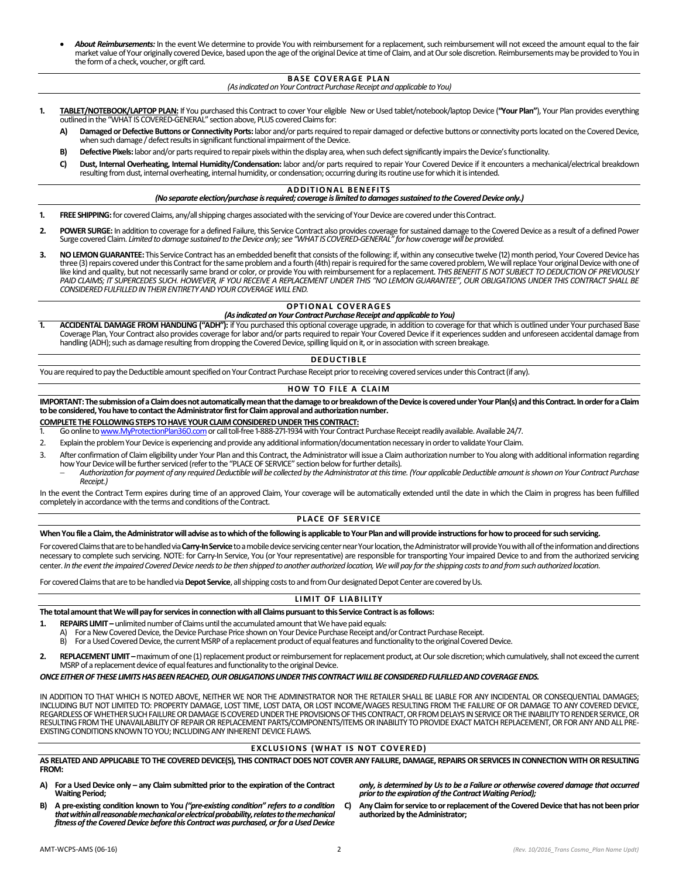- ***About Reimbursements:*** In the event We determine to provide You with reimbursement for a replacement, such reimbursement will not exceed the amount equal to the fair market value of Your originally covered Device, based upon the age of the original Device at time of Claim, and at Our sole discretion. Reimbursements may be provided to You in the form of a check, voucher, or gift card.

## BASE COVERAGE PLAN

*(As indicated on Your Contract Purchase Receipt and applicable to You)*

1. **TABLET/NOTEBOOK/LAPTOP PLAN:** If You purchased this Contract to cover Your eligible New or Used tablet/notebook/laptop Device (**"Your Plan"**), Your Plan provides everything outlined in the "WHAT IS COVERED-GENERAL" section above, PLUS covered Claims for:
   - **A) Damaged or Defective Buttons or Connectivity Ports:** labor and/or parts required to repair damaged or defective buttons or connectivity ports located on the Covered Device, when such damage / defect results in significant functional impairment of the Device.
   - **B) Defective Pixels:** labor and/or parts required to repair pixels within the display area, when such defect significantly impairs the Device's functionality.
   - **C) Dust, Internal Overheating, Internal Humidity/Condensation:** labor and/or parts required to repair Your Covered Device if it encounters a mechanical/electrical breakdown resulting from dust, internal overheating, internal humidity, or condensation; occurring during its routine use for which it is intended.

## ADDITIONAL BENEFITS

***(No separate election/purchase is required; coverage is limited to damages sustained to the Covered Device only.)***

1. **FREE SHIPPING:** for covered Claims, any/all shipping charges associated with the servicing of Your Device are covered under this Contract.
2. **POWER SURGE:** In addition to coverage for a defined Failure, this Service Contract also provides coverage for sustained damage to the Covered Device as a result of a defined Power Surge covered Claim. *Limited to damage sustained to the Device only; see "WHAT IS COVERED-GENERAL" for how coverage will be provided.*
3. **NO LEMON GUARANTEE:** This Service Contract has an embedded benefit that consists of the following: if, within any consecutive twelve (12) month period, Your Covered Device has three (3) repairs covered under this Contract for the same problem and a fourth (4th) repair is required for the same covered problem, We will replace Your original Device with one of like kind and quality, but not necessarily same brand or color, or provide You with reimbursement for a replacement. *THIS BENEFIT IS NOT SUBJECT TO DEDUCTION OF PREVIOUSLY PAID CLAIMS; IT SUPERCEDES SUCH. HOWEVER, IF YOU RECEIVE A REPLACEMENT UNDER THIS "NO LEMON GUARANTEE", OUR OBLIGATIONS UNDER THIS CONTRACT SHALL BE CONSIDERED FULFILLED IN THEIR ENTIRETY AND YOUR COVERAGE WILL END.*

## OPTIONAL COVERAGES

***(As indicated on Your Contract Purchase Receipt and applicable to You)***

1. **ACCIDENTAL DAMAGE FROM HANDLING ("ADH"):** if You purchased this optional coverage upgrade, in addition to coverage for that which is outlined under Your purchased Base Coverage Plan, Your Contract also provides coverage for labor and/or parts required to repair Your Covered Device if it experiences sudden and unforeseen accidental damage from handling (ADH); such as damage resulting from dropping the Covered Device, spilling liquid on it, or in association with screen breakage.

## DEDUCTIBLE

You are required to pay the Deductible amount specified on Your Contract Purchase Receipt prior to receiving covered services under this Contract (if any).

## HOW TO FILE A CLAIM

**IMPORTANT: The submission of a Claim does not automatically mean that the damage to or breakdown of the Device is covered under Your Plan(s) and this Contract. In order for a Claim to be considered, You have to contact the Administrator first for Claim approval and authorization number.**

**COMPLETE THE FOLLOWING STEPS TO HAVE YOUR CLAIM CONSIDERED UNDER THIS CONTRACT:**

1. Go online to www.MyProtectionPlan360.com or call toll-free 1-888-271-1934 with Your Contract Purchase Receipt readily available. Available 24/7.
2. Explain the problem Your Device is experiencing and provide any additional information/documentation necessary in order to validate Your Claim.
3. After confirmation of Claim eligibility under Your Plan and this Contract, the Administrator will issue a Claim authorization number to You along with additional information regarding how Your Device will be further serviced (refer to the "PLACE OF SERVICE" section below for further details).
   - *Authorization for payment of any required Deductible will be collected by the Administrator at this time. (Your applicable Deductible amount is shown on Your Contract Purchase Receipt.)*

In the event the Contract Term expires during time of an approved Claim, Your coverage will be automatically extended until the date in which the Claim in progress has been fulfilled completely in accordance with the terms and conditions of the Contract.

## PLACE OF SERVICE

**When You file a Claim, the Administrator will advise as to which of the following is applicable to Your Plan and will provide instructions for how to proceed for such servicing.**

For covered Claims that are to be handled via **Carry-In Service** to a mobile device servicing center near Your location, the Administrator will provide You with all of the information and directions necessary to complete such servicing. NOTE: for Carry-In Service, You (or Your representative) are responsible for transporting Your impaired Device to and from the authorized servicing center. *In the event the impaired Covered Device needs to be then shipped to another authorized location, We will pay for the shipping costs to and from such authorized location.*

For covered Claims that are to be handled via **Depot Service**, all shipping costs to and from Our designated Depot Center are covered by Us.

## LIMIT OF LIABILITY

**The total amount that We will pay for services in connection with all Claims pursuant to this Service Contract is as follows:**

1. **REPAIRS LIMIT –** unlimited number of Claims until the accumulated amount that We have paid equals:
   - A) For a New Covered Device, the Device Purchase Price shown on Your Device Purchase Receipt and/or Contract Purchase Receipt.
   - B) For a Used Covered Device, the current MSRP of a replacement product of equal features and functionality to the original Covered Device.
2. **REPLACEMENT LIMIT –** maximum of one (1) replacement product or reimbursement for replacement product, at Our sole discretion; which cumulatively, shall not exceed the current MSRP of a replacement device of equal features and functionality to the original Device.

***ONCE EITHER OF THESE LIMITS HAS BEEN REACHED, OUR OBLIGATIONS UNDER THIS CONTRACT WILL BE CONSIDERED FULFILLED AND COVERAGE ENDS.***

IN ADDITION TO THAT WHICH IS NOTED ABOVE, NEITHER WE NOR THE ADMINISTRATOR NOR THE RETAILER SHALL BE LIABLE FOR ANY INCIDENTAL OR CONSEQUENTIAL DAMAGES; INCLUDING BUT NOT LIMITED TO: PROPERTY DAMAGE, LOST TIME, LOST DATA, OR LOST INCOME/WAGES RESULTING FROM THE FAILURE OF OR DAMAGE TO ANY COVERED DEVICE, REGARDLESS OF WHETHER SUCH FAILURE OR DAMAGE IS COVERED UNDER THE PROVISIONS OF THIS CONTRACT, OR FROM DELAYS IN SERVICE OR THE INABILITY TO RENDER SERVICE, OR RESULTING FROM THE UNAVAILABILITY OF REPAIR OR REPLACEMENT PARTS/COMPONENTS/ITEMS OR INABILITY TO PROVIDE EXACT MATCH REPLACEMENT, OR FOR ANY AND ALL PRE-EXISTING CONDITIONS KNOWN TO YOU; INCLUDING ANY INHERENT DEVICE FLAWS.

## EXCLUSIONS (WHAT IS NOT COVERED)

**AS RELATED AND APPLICABLE TO THE COVERED DEVICE(S), THIS CONTRACT DOES NOT COVER ANY FAILURE, DAMAGE, REPAIRS OR SERVICES IN CONNECTION WITH OR RESULTING FROM:**

- **A) For a Used Device only – any Claim submitted prior to the expiration of the Contract Waiting Period;**
- **B) A pre-existing condition known to You *("pre-existing condition" refers to a condition that within all reasonable mechanical or electrical probability, relates to the mechanical fitness of the Covered Device before this Contract was purchased, or for a Used Device only, is determined by Us to be a Failure or otherwise covered damage that occurred prior to the expiration of the Contract Waiting Period);***
- **C) Any Claim for service to or replacement of the Covered Device that has not been prior authorized by the Administrator;**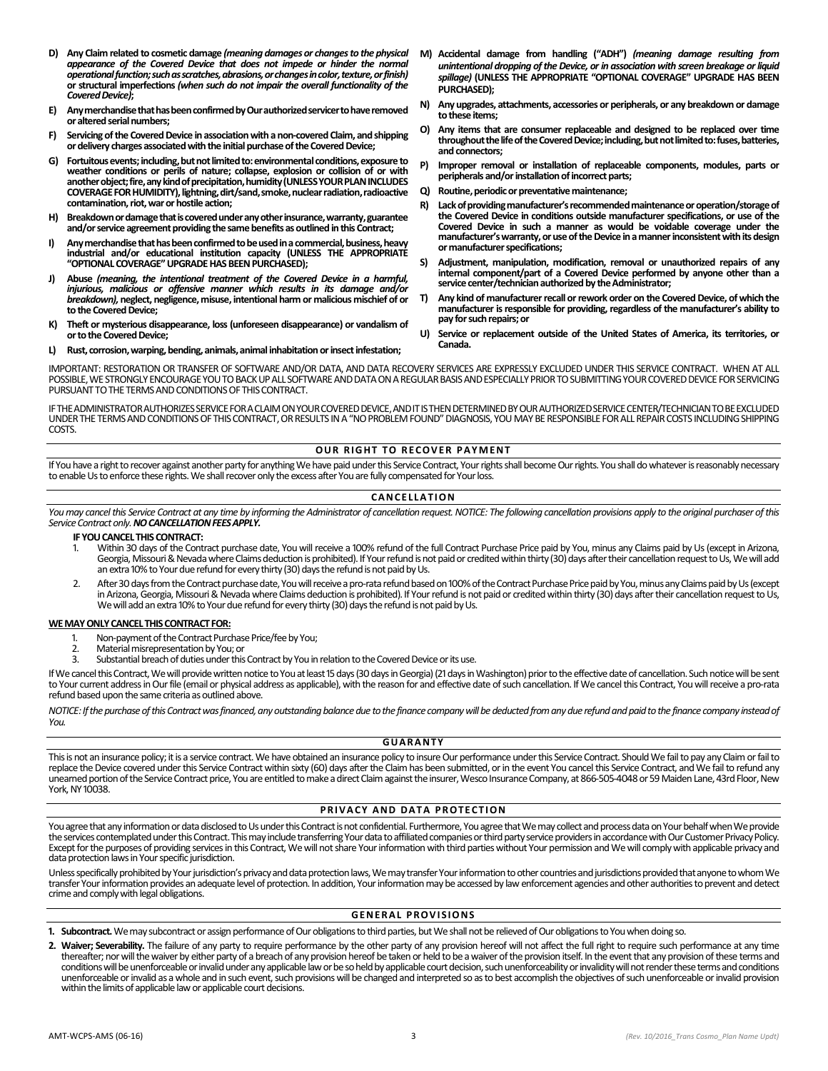- **D) Any Claim related to cosmetic damage** ***(meaning damages or changes to the physical appearance of the Covered Device that does not impede or hinder the normal operational function; such as scratches, abrasions, or changes in color, texture, or finish)*** **or structural imperfections** ***(when such do not impair the overall functionality of the Covered Device)*****;**
- **E) Any merchandise that has been confirmed by Our authorized servicer to have removed or altered serial numbers;**
- **F) Servicing of the Covered Device in association with a non-covered Claim, and shipping or delivery charges associated with the initial purchase of the Covered Device;**
- **G) Fortuitous events; including, but not limited to: environmental conditions, exposure to weather conditions or perils of nature; collapse, explosion or collision of or with another object; fire, any kind of precipitation, humidity (UNLESS YOUR PLAN INCLUDES COVERAGE FOR HUMIDITY), lightning, dirt/sand, smoke, nuclear radiation, radioactive contamination, riot, war or hostile action;**
- **H) Breakdown or damage that is covered under any other insurance, warranty, guarantee and/or service agreement providing the same benefits as outlined in this Contract;**
- **I) Any merchandise that has been confirmed to be used in a commercial, business, heavy industrial and/or educational institution capacity (UNLESS THE APPROPRIATE "OPTIONAL COVERAGE" UPGRADE HAS BEEN PURCHASED);**
- **J) Abuse** ***(meaning, the intentional treatment of the Covered Device in a harmful, injurious, malicious or offensive manner which results in its damage and/or breakdown)*****, neglect, negligence, misuse, intentional harm or malicious mischief of or to the Covered Device;**
- **K) Theft or mysterious disappearance, loss (unforeseen disappearance) or vandalism of or to the Covered Device;**
- **L) Rust, corrosion, warping, bending, animals, animal inhabitation or insect infestation;**
- **M) Accidental damage from handling ("ADH")** ***(meaning damage resulting from unintentional dropping of the Device, or in association with screen breakage or liquid spillage)*** **(UNLESS THE APPROPRIATE "OPTIONAL COVERAGE" UPGRADE HAS BEEN PURCHASED);**
- **N) Any upgrades, attachments, accessories or peripherals, or any breakdown or damage to these items;**
- **O) Any items that are consumer replaceable and designed to be replaced over time throughout the life of the Covered Device; including, but not limited to: fuses, batteries, and connectors;**
- **P) Improper removal or installation of replaceable components, modules, parts or peripherals and/or installation of incorrect parts;**
- **Q) Routine, periodic or preventative maintenance;**
- **R) Lack of providing manufacturer's recommended maintenance or operation/storage of the Covered Device in conditions outside manufacturer specifications, or use of the Covered Device in such a manner as would be voidable coverage under the manufacturer's warranty, or use of the Device in a manner inconsistent with its design or manufacturer specifications;**
- **S) Adjustment, manipulation, modification, removal or unauthorized repairs of any internal component/part of a Covered Device performed by anyone other than a service center/technician authorized by the Administrator;**
- **T) Any kind of manufacturer recall or rework order on the Covered Device, of which the manufacturer is responsible for providing, regardless of the manufacturer's ability to pay for such repairs; or**
- **U) Service or replacement outside of the United States of America, its territories, or Canada.**

IMPORTANT: RESTORATION OR TRANSFER OF SOFTWARE AND/OR DATA, AND DATA RECOVERY SERVICES ARE EXPRESSLY EXCLUDED UNDER THIS SERVICE CONTRACT. WHEN AT ALL POSSIBLE, WE STRONGLY ENCOURAGE YOU TO BACK UP ALL SOFTWARE AND DATA ON A REGULAR BASIS AND ESPECIALLY PRIOR TO SUBMITTING YOUR COVERED DEVICE FOR SERVICING PURSUANT TO THE TERMS AND CONDITIONS OF THIS CONTRACT.

IF THE ADMINISTRATOR AUTHORIZES SERVICE FOR A CLAIM ON YOUR COVERED DEVICE, AND IT IS THEN DETERMINED BY OUR AUTHORIZED SERVICE CENTER/TECHNICIAN TO BE EXCLUDED UNDER THE TERMS AND CONDITIONS OF THIS CONTRACT, OR RESULTS IN A "NO PROBLEM FOUND" DIAGNOSIS, YOU MAY BE RESPONSIBLE FOR ALL REPAIR COSTS INCLUDING SHIPPING COSTS.

## OUR RIGHT TO RECOVER PAYMENT

If You have a right to recover against another party for anything We have paid under this Service Contract, Your rights shall become Our rights. You shall do whatever is reasonably necessary to enable Us to enforce these rights. We shall recover only the excess after You are fully compensated for Your loss.

## CANCELLATION

*You may cancel this Service Contract at any time by informing the Administrator of cancellation request. NOTICE: The following cancellation provisions apply to the original purchaser of this Service Contract only.* ***NO CANCELLATION FEES APPLY.***

**IF YOU CANCEL THIS CONTRACT:**

1. Within 30 days of the Contract purchase date, You will receive a 100% refund of the full Contract Purchase Price paid by You, minus any Claims paid by Us (except in Arizona, Georgia, Missouri & Nevada where Claims deduction is prohibited). If Your refund is not paid or credited within thirty (30) days after their cancellation request to Us, We will add an extra 10% to Your due refund for every thirty (30) days the refund is not paid by Us.
2. After 30 days from the Contract purchase date, You will receive a pro-rata refund based on 100% of the Contract Purchase Price paid by You, minus any Claims paid by Us (except in Arizona, Georgia, Missouri & Nevada where Claims deduction is prohibited). If Your refund is not paid or credited within thirty (30) days after their cancellation request to Us, We will add an extra 10% to Your due refund for every thirty (30) days the refund is not paid by Us.

**WE MAY ONLY CANCEL THIS CONTRACT FOR:**

1. Non-payment of the Contract Purchase Price/fee by You;
2. Material misrepresentation by You; or
3. Substantial breach of duties under this Contract by You in relation to the Covered Device or its use.

If We cancel this Contract, We will provide written notice to You at least 15 days (30 days in Georgia) (21 days in Washington) prior to the effective date of cancellation. Such notice will be sent to Your current address in Our file (email or physical address as applicable), with the reason for and effective date of such cancellation. If We cancel this Contract, You will receive a pro-rata refund based upon the same criteria as outlined above.

*NOTICE: If the purchase of this Contract was financed, any outstanding balance due to the finance company will be deducted from any due refund and paid to the finance company instead of You.*

## GUARANTY

This is not an insurance policy; it is a service contract. We have obtained an insurance policy to insure Our performance under this Service Contract. Should We fail to pay any Claim or fail to replace the Device covered under this Service Contract within sixty (60) days after the Claim has been submitted, or in the event You cancel this Service Contract, and We fail to refund any unearned portion of the Service Contract price, You are entitled to make a direct Claim against the insurer, Wesco Insurance Company, at 866-505-4048 or 59 Maiden Lane, 43rd Floor, New York, NY 10038.

## PRIVACY AND DATA PROTECTION

You agree that any information or data disclosed to Us under this Contract is not confidential. Furthermore, You agree that We may collect and process data on Your behalf when We provide the services contemplated under this Contract. This may include transferring Your data to affiliated companies or third party service providers in accordance with Our Customer Privacy Policy. Except for the purposes of providing services in this Contract, We will not share Your information with third parties without Your permission and We will comply with applicable privacy and data protection laws in Your specific jurisdiction.

Unless specifically prohibited by Your jurisdiction's privacy and data protection laws, We may transfer Your information to other countries and jurisdictions provided that anyone to whom We transfer Your information provides an adequate level of protection. In addition, Your information may be accessed by law enforcement agencies and other authorities to prevent and detect crime and comply with legal obligations.

## GENERAL PROVISIONS

1. **Subcontract.** We may subcontract or assign performance of Our obligations to third parties, but We shall not be relieved of Our obligations to You when doing so.
2. **Waiver; Severability.** The failure of any party to require performance by the other party of any provision hereof will not affect the full right to require such performance at any time thereafter; nor will the waiver by either party of a breach of any provision hereof be taken or held to be a waiver of the provision itself. In the event that any provision of these terms and conditions will be unenforceable or invalid under any applicable law or be so held by applicable court decision, such unenforceability or invalidity will not render these terms and conditions unenforceable or invalid as a whole and in such event, such provisions will be changed and interpreted so as to best accomplish the objectives of such unenforceable or invalid provision within the limits of applicable law or applicable court decisions.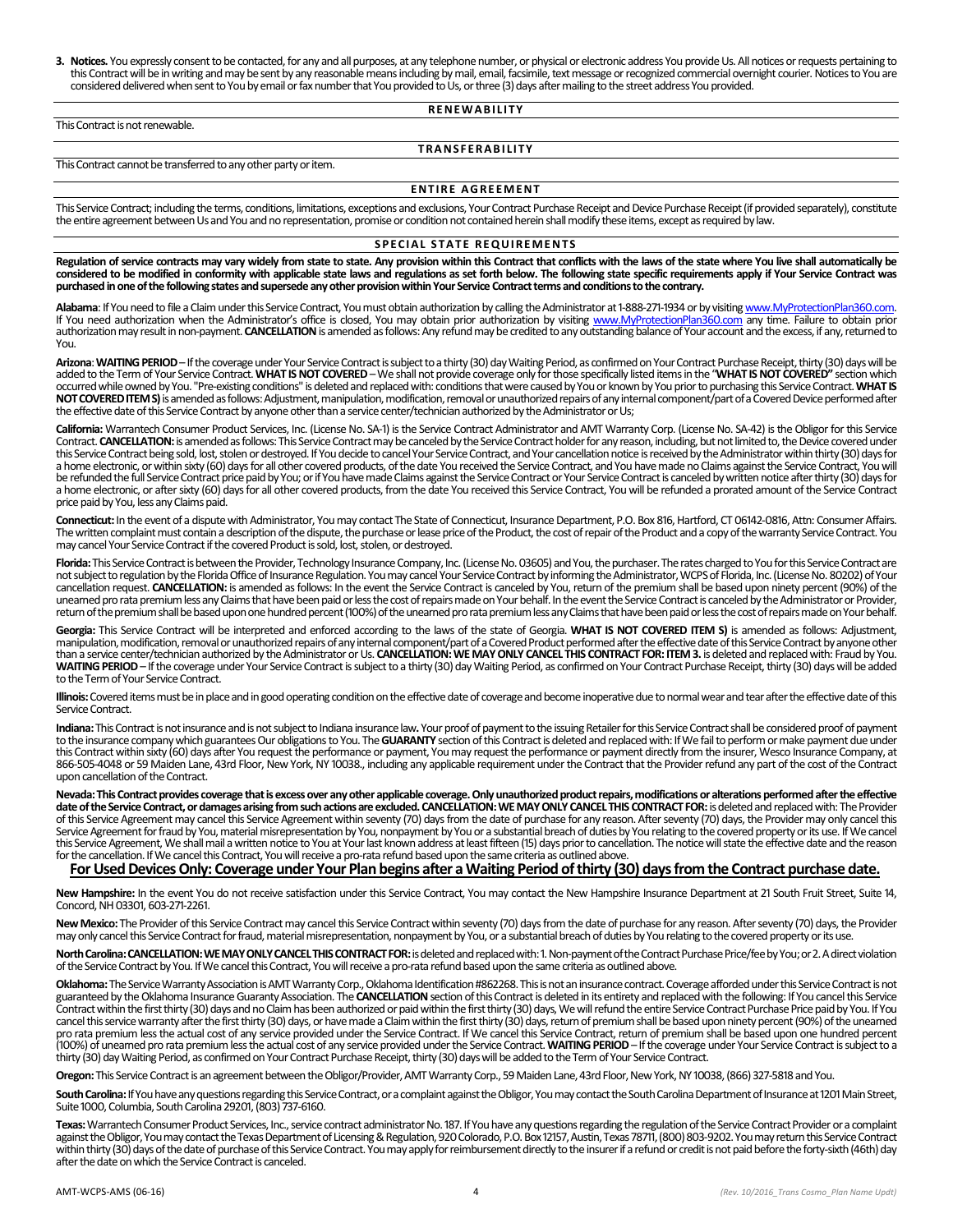**3. Notices.** You expressly consent to be contacted, for any and all purposes, at any telephone number, or physical or electronic address You provide Us. All notices or requests pertaining to this Contract will be in writing and may be sent by any reasonable means including by mail, email, facsimile, text message or recognized commercial overnight courier. Notices to You are considered delivered when sent to You by email or fax number that You provided to Us, or three (3) days after mailing to the street address You provided.

## RENEWABILITY

This Contract is not renewable.

## TRANSFERABILITY

This Contract cannot be transferred to any other party or item.

## ENTIRE AGREEMENT

This Service Contract; including the terms, conditions, limitations, exceptions and exclusions, Your Contract Purchase Receipt and Device Purchase Receipt (if provided separately), constitute the entire agreement between Us and You and no representation, promise or condition not contained herein shall modify these items, except as required by law.

## SPECIAL STATE REQUIREMENTS

**Regulation of service contracts may vary widely from state to state. Any provision within this Contract that conflicts with the laws of the state where You live shall automatically be considered to be modified in conformity with applicable state laws and regulations as set forth below. The following state specific requirements apply if Your Service Contract was purchased in one of the following states and supersede any other provision within Your Service Contract terms and conditions to the contrary.**

**Alabama**: If You need to file a Claim under this Service Contract, You must obtain authorization by calling the Administrator at 1-888-271-1934 or by visiting www.MyProtectionPlan360.com. If You need authorization when the Administrator's office is closed, You may obtain prior authorization by visiting www.MyProtectionPlan360.com any time. Failure to obtain prior authorization may result in non-payment. **CANCELLATION** is amended as follows: Any refund may be credited to any outstanding balance of Your account and the excess, if any, returned to You.

**Arizona**: **WAITING PERIOD** – If the coverage under Your Service Contract is subject to a thirty (30) day Waiting Period, as confirmed on Your Contract Purchase Receipt, thirty (30) days will be added to the Term of Your Service Contract. **WHAT IS NOT COVERED** – We shall not provide coverage only for those specifically listed items in the "**WHAT IS NOT COVERED"** section which occurred while owned by You. "Pre-existing conditions" is deleted and replaced with: conditions that were caused by You or known by You prior to purchasing this Service Contract. **WHAT IS NOT COVERED ITEM S)** is amended as follows: Adjustment, manipulation, modification, removal or unauthorized repairs of any internal component/part of a Covered Device performed after the effective date of this Service Contract by anyone other than a service center/technician authorized by the Administrator or Us;

**California:** Warrantech Consumer Product Services, Inc. (License No. SA-1) is the Service Contract Administrator and AMT Warranty Corp. (License No. SA-42) is the Obligor for this Service Contract. **CANCELLATION:** is amended as follows: This Service Contract may be canceled by the Service Contract holder for any reason, including, but not limited to, the Device covered under this Service Contract being sold, lost, stolen or destroyed. If You decide to cancel Your Service Contract, and Your cancellation notice is received by the Administrator within thirty (30) days for a home electronic, or within sixty (60) days for all other covered products, of the date You received the Service Contract, and You have made no Claims against the Service Contract, You will be refunded the full Service Contract price paid by You; or if You have made Claims against the Service Contract or Your Service Contract is canceled by written notice after thirty (30) days for a home electronic, or after sixty (60) days for all other covered products, from the date You received this Service Contract, You will be refunded a prorated amount of the Service Contract price paid by You, less any Claims paid.

**Connecticut:** In the event of a dispute with Administrator, You may contact The State of Connecticut, Insurance Department, P.O. Box 816, Hartford, CT 06142-0816, Attn: Consumer Affairs. The written complaint must contain a description of the dispute, the purchase or lease price of the Product, the cost of repair of the Product and a copy of the warranty Service Contract. You may cancel Your Service Contract if the covered Product is sold, lost, stolen, or destroyed.

**Florida:** This Service Contract is between the Provider, Technology Insurance Company, Inc. (License No. 03605) and You, the purchaser. The rates charged to You for this Service Contract are not subject to regulation by the Florida Office of Insurance Regulation. You may cancel Your Service Contract by informing the Administrator, WCPS of Florida, Inc. (License No. 80202) of Your cancellation request. **CANCELLATION:** is amended as follows: In the event the Service Contract is canceled by You, return of the premium shall be based upon ninety percent (90%) of the unearned pro rata premium less any Claims that have been paid or less the cost of repairs made on Your behalf. In the event the Service Contract is canceled by the Administrator or Provider, return of the premium shall be based upon one hundred percent (100%) of the unearned pro rata premium less any Claims that have been paid or less the cost of repairs made on Your behalf.

**Georgia:** This Service Contract will be interpreted and enforced according to the laws of the state of Georgia. **WHAT IS NOT COVERED ITEM S)** is amended as follows: Adjustment, manipulation, modification, removal or unauthorized repairs of any internal component/part of a Covered Product performed after the effective date of this Service Contract by anyone other than a service center/technician authorized by the Administrator or Us. **CANCELLATION: WE MAY ONLY CANCEL THIS CONTRACT FOR: ITEM 3.** is deleted and replaced with: Fraud by You. **WAITING PERIOD** – If the coverage under Your Service Contract is subject to a thirty (30) day Waiting Period, as confirmed on Your Contract Purchase Receipt, thirty (30) days will be added to the Term of Your Service Contract.

**Illinois:** Covered items must be in place and in good operating condition on the effective date of coverage and become inoperative due to normal wear and tear after the effective date of this Service Contract.

**Indiana:** This Contract is not insurance and is not subject to Indiana insurance law**.** Your proof of payment to the issuing Retailer for this Service Contract shall be considered proof of payment to the insurance company which guarantees Our obligations to You. The **GUARANTY** section of this Contract is deleted and replaced with: If We fail to perform or make payment due under this Contract within sixty (60) days after You request the performance or payment, You may request the performance or payment directly from the insurer, Wesco Insurance Company, at 866-505-4048 or 59 Maiden Lane, 43rd Floor, New York, NY 10038., including any applicable requirement under the Contract that the Provider refund any part of the cost of the Contract upon cancellation of the Contract.

**Nevada: This Contract provides coverage that is excess over any other applicable coverage. Only unauthorized product repairs, modifications or alterations performed after the effective date of the Service Contract, or damages arising from such actions are excluded. CANCELLATION: WE MAY ONLY CANCEL THIS CONTRACT FOR:** is deleted and replaced with: The Provider of this Service Agreement may cancel this Service Agreement within seventy (70) days from the date of purchase for any reason. After seventy (70) days, the Provider may only cancel this Service Agreement for fraud by You, material misrepresentation by You, nonpayment by You or a substantial breach of duties by You relating to the covered property or its use. If We cancel this Service Agreement, We shall mail a written notice to You at Your last known address at least fifteen (15) days prior to cancellation. The notice will state the effective date and the reason for the cancellation. If We cancel this Contract, You will receive a pro-rata refund based upon the same criteria as outlined above.

### For Used Devices Only: Coverage under Your Plan begins after a Waiting Period of thirty (30) days from the Contract purchase date.

**New Hampshire:** In the event You do not receive satisfaction under this Service Contract, You may contact the New Hampshire Insurance Department at 21 South Fruit Street, Suite 14, Concord, NH 03301, 603-271-2261.

**New Mexico:** The Provider of this Service Contract may cancel this Service Contract within seventy (70) days from the date of purchase for any reason. After seventy (70) days, the Provider may only cancel this Service Contract for fraud, material misrepresentation, nonpayment by You, or a substantial breach of duties by You relating to the covered property or its use.

**North Carolina: CANCELLATION: WE MAY ONLY CANCEL THIS CONTRACT FOR:** is deleted and replaced with: 1. Non-payment of the Contract Purchase Price/fee by You; or 2. A direct violation of the Service Contract by You. If We cancel this Contract, You will receive a pro-rata refund based upon the same criteria as outlined above.

**Oklahoma:** The Service Warranty Association is AMT Warranty Corp., Oklahoma Identification #862268. This is not an insurance contract. Coverage afforded under this Service Contract is not guaranteed by the Oklahoma Insurance Guaranty Association. The **CANCELLATION** section of this Contract is deleted in its entirety and replaced with the following: If You cancel this Service Contract within the first thirty (30) days and no Claim has been authorized or paid within the first thirty (30) days, We will refund the entire Service Contract Purchase Price paid by You. If You cancel this service warranty after the first thirty (30) days, or have made a Claim within the first thirty (30) days, return of premium shall be based upon ninety percent (90%) of the unearned pro rata premium less the actual cost of any service provided under the Service Contract. If We cancel this Service Contract, return of premium shall be based upon one hundred percent (100%) of unearned pro rata premium less the actual cost of any service provided under the Service Contract. **WAITING PERIOD** – If the coverage under Your Service Contract is subject to a thirty (30) day Waiting Period, as confirmed on Your Contract Purchase Receipt, thirty (30) days will be added to the Term of Your Service Contract.

**Oregon:** This Service Contract is an agreement between the Obligor/Provider, AMT Warranty Corp., 59 Maiden Lane, 43rd Floor, New York, NY 10038, (866) 327-5818 and You.

**South Carolina:** If You have any questions regarding this Service Contract, or a complaint against the Obligor, You may contact the South Carolina Department of Insurance at 1201 Main Street, Suite 1000, Columbia, South Carolina 29201, (803) 737-6160.

**Texas:** Warrantech Consumer Product Services, Inc., service contract administrator No. 187. If You have any questions regarding the regulation of the Service Contract Provider or a complaint against the Obligor, You may contact the Texas Department of Licensing & Regulation, 920 Colorado, P.O. Box 12157, Austin, Texas 78711, (800) 803-9202. You may return this Service Contract within thirty (30) days of the date of purchase of this Service Contract. You may apply for reimbursement directly to the insurer if a refund or credit is not paid before the forty-sixth (46th) day after the date on which the Service Contract is canceled.

AMT-WCPS-AMS (06-16) *(Rev. 10/2016_Trans Cosmo_Plan Name Updt)*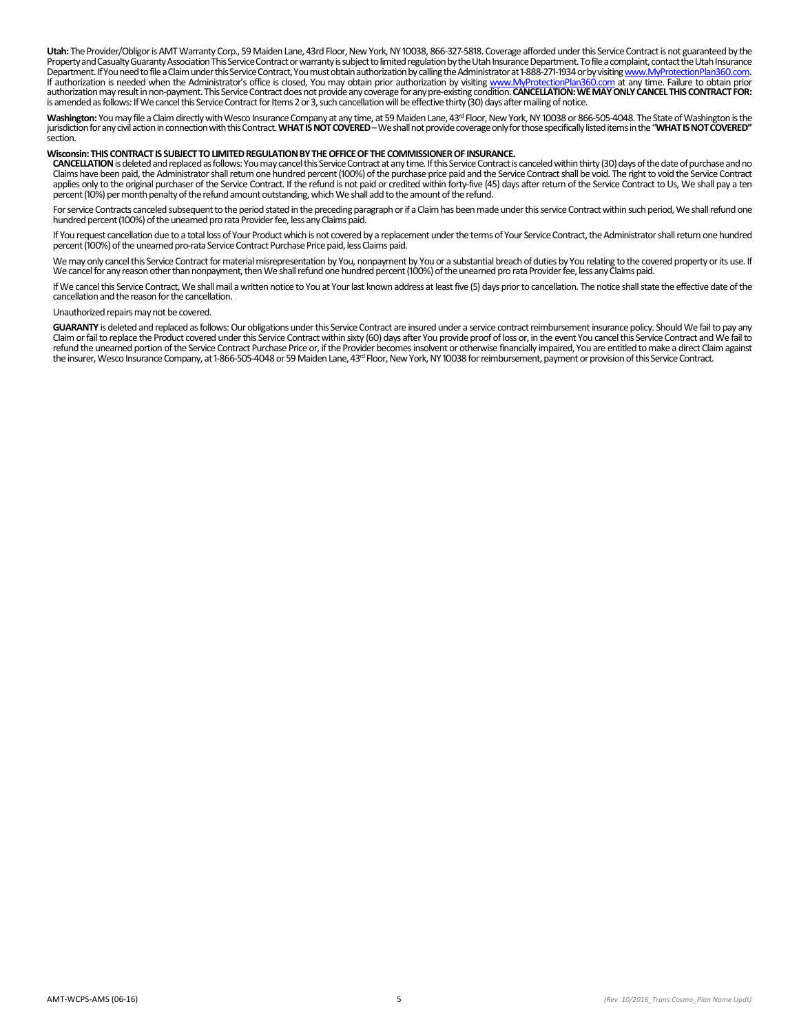**Utah:** The Provider/Obligor is AMT Warranty Corp., 59 Maiden Lane, 43rd Floor, New York, NY 10038, 866-327-5818. Coverage afforded under this Service Contract is not guaranteed by the Property and Casualty Guaranty Association This Service Contract or warranty is subject to limited regulation by the Utah Insurance Department. To file a complaint, contact the Utah Insurance Department. If You need to file a Claim under this Service Contract, You must obtain authorization by calling the Administrator at 1-888-271-1934 or by visiting www.MyProtectionPlan360.com. If authorization is needed when the Administrator's office is closed, You may obtain prior authorization by visiting www.MyProtectionPlan360.com at any time. Failure to obtain prior authorization may result in non-payment. This Service Contract does not provide any coverage for any pre-existing condition. **CANCELLATION: WE MAY ONLY CANCEL THIS CONTRACT FOR:** is amended as follows: If We cancel this Service Contract for Items 2 or 3, such cancellation will be effective thirty (30) days after mailing of notice.

**Washington:** You may file a Claim directly with Wesco Insurance Company at any time, at 59 Maiden Lane, 43rd Floor, New York, NY 10038 or 866-505-4048. The State of Washington is the jurisdiction for any civil action in connection with this Contract. **WHAT IS NOT COVERED** – We shall not provide coverage only for those specifically listed items in the "**WHAT IS NOT COVERED"** section.

**Wisconsin: THIS CONTRACT IS SUBJECT TO LIMITED REGULATION BY THE OFFICE OF THE COMMISSIONER OF INSURANCE.**

**CANCELLATION** is deleted and replaced as follows: You may cancel this Service Contract at any time. If this Service Contract is canceled within thirty (30) days of the date of purchase and no Claims have been paid, the Administrator shall return one hundred percent (100%) of the purchase price paid and the Service Contract shall be void. The right to void the Service Contract applies only to the original purchaser of the Service Contract. If the refund is not paid or credited within forty-five (45) days after return of the Service Contract to Us, We shall pay a ten percent (10%) per month penalty of the refund amount outstanding, which We shall add to the amount of the refund.

For service Contracts canceled subsequent to the period stated in the preceding paragraph or if a Claim has been made under this service Contract within such period, We shall refund one hundred percent (100%) of the unearned pro rata Provider fee, less any Claims paid.

If You request cancellation due to a total loss of Your Product which is not covered by a replacement under the terms of Your Service Contract, the Administrator shall return one hundred percent (100%) of the unearned pro-rata Service Contract Purchase Price paid, less Claims paid.

We may only cancel this Service Contract for material misrepresentation by You, nonpayment by You or a substantial breach of duties by You relating to the covered property or its use. If We cancel for any reason other than nonpayment, then We shall refund one hundred percent (100%) of the unearned pro rata Provider fee, less any Claims paid.

If We cancel this Service Contract, We shall mail a written notice to You at Your last known address at least five (5) days prior to cancellation. The notice shall state the effective date of the cancellation and the reason for the cancellation.

Unauthorized repairs may not be covered.

**GUARANTY** is deleted and replaced as follows: Our obligations under this Service Contract are insured under a service contract reimbursement insurance policy. Should We fail to pay any Claim or fail to replace the Product covered under this Service Contract within sixty (60) days after You provide proof of loss or, in the event You cancel this Service Contract and We fail to refund the unearned portion of the Service Contract Purchase Price or, if the Provider becomes insolvent or otherwise financially impaired, You are entitled to make a direct Claim against the insurer, Wesco Insurance Company, at 1-866-505-4048 or 59 Maiden Lane, 43rd Floor, New York, NY 10038 for reimbursement, payment or provision of this Service Contract.